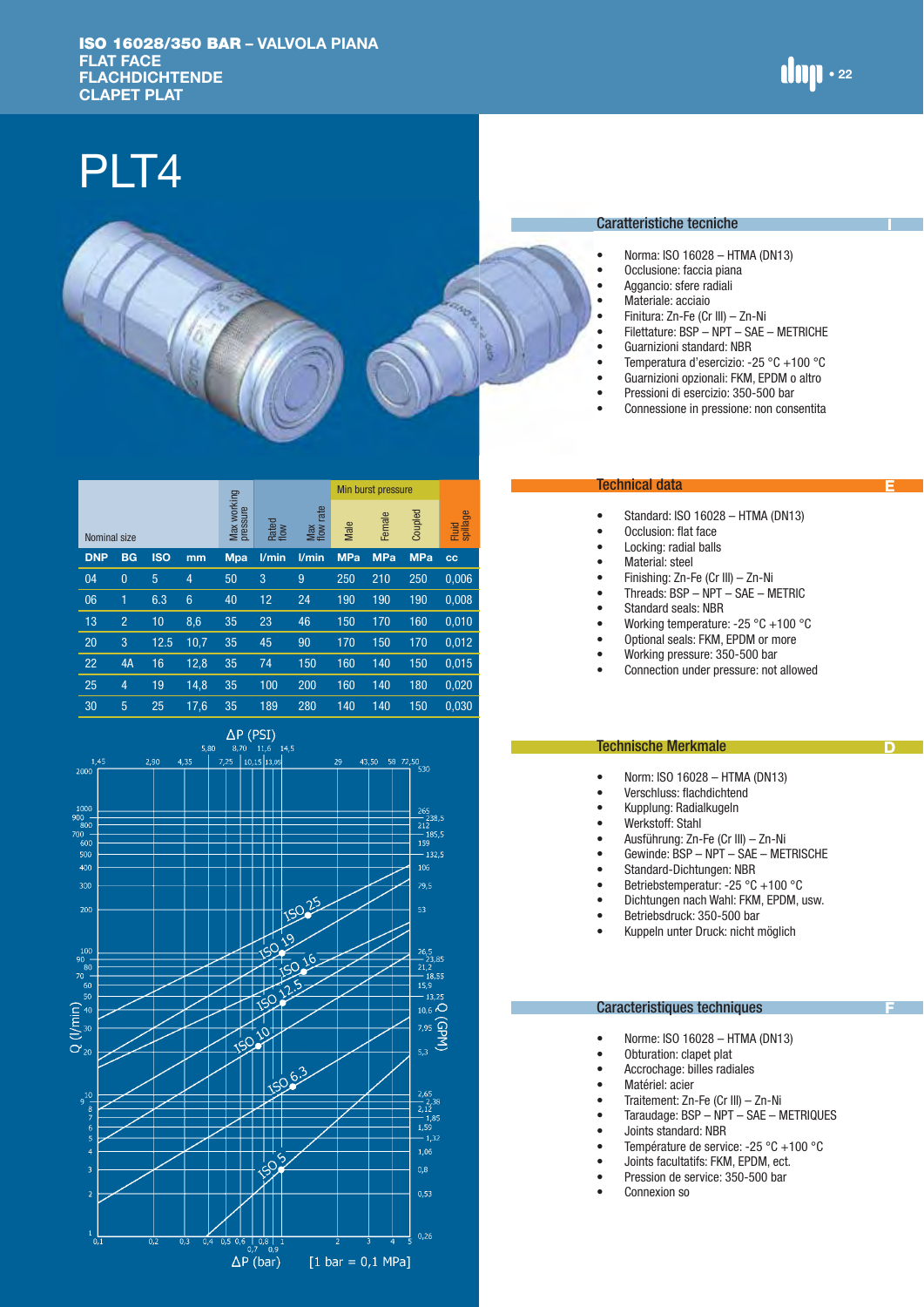# ISO 16028/350 BAR – VALVOLA PIANA
**FLAT FACE**
**FLACHDICHTENDE**
**CLAPET PLAT**

# PLT4

| Nominal size | | | | Max working pressure | Rated flow | Max flow rate | Min burst pressure | | | Fluid spillage |
|---|---|---|---|---|---|---|---|---|---|---|
| | | | | | | | Male | Female | Coupled | |
| DNP | BG | ISO | mm | Mpa | l/min | l/min | MPa | MPa | MPa | cc |
| 04 | 0 | 5 | 4 | 50 | 3 | 9 | 250 | 210 | 250 | 0,006 |
| 06 | 1 | 6.3 | 6 | 40 | 12 | 24 | 190 | 190 | 190 | 0,008 |
| 13 | 2 | 10 | 8,6 | 35 | 23 | 46 | 150 | 170 | 160 | 0,010 |
| 20 | 3 | 12.5 | 10,7 | 35 | 45 | 90 | 170 | 150 | 170 | 0,012 |
| 22 | 4A | 16 | 12,8 | 35 | 74 | 150 | 160 | 140 | 150 | 0,015 |
| 25 | 4 | 19 | 14,8 | 35 | 100 | 200 | 160 | 140 | 180 | 0,020 |
| 30 | 5 | 25 | 17,6 | 35 | 189 | 280 | 140 | 140 | 150 | 0,030 |

ΔP (PSI)

Q (l/min) — Q (GPM)

ISO 25, ISO 19, ISO 16, ISO 12.5, ISO 10, ISO 6.3, ISO 5

ΔP (bar) [1 bar = 0,1 MPa]

## Caratteristiche tecniche

- Norma: ISO 16028 – HTMA (DN13)
- Occlusione: faccia piana
- Aggancio: sfere radiali
- Materiale: acciaio
- Finitura: Zn-Fe (Cr III) – Zn-Ni
- Filettature: BSP – NPT – SAE – METRICHE
- Guarnizioni standard: NBR
- Temperatura d'esercizio: -25 °C +100 °C
- Guarnizioni opzionali: FKM, EPDM o altro
- Pressioni di esercizio: 350-500 bar
- Connessione in pressione: non consentita

## Technical data

- Standard: ISO 16028 – HTMA (DN13)
- Occlusion: flat face
- Locking: radial balls
- Material: steel
- Finishing: Zn-Fe (Cr III) – Zn-Ni
- Threads: BSP – NPT – SAE – METRIC
- Standard seals: NBR
- Working temperature: -25 °C +100 °C
- Optional seals: FKM, EPDM or more
- Working pressure: 350-500 bar
- Connection under pressure: not allowed

## Technische Merkmale

- Norm: ISO 16028 – HTMA (DN13)
- Verschluss: flachdichtend
- Kupplung: Radialkugeln
- Werkstoff: Stahl
- Ausführung: Zn-Fe (Cr III) – Zn-Ni
- Gewinde: BSP – NPT – SAE – METRISCHE
- Standard-Dichtungen: NBR
- Betriebstemperatur: -25 °C +100 °C
- Dichtungen nach Wahl: FKM, EPDM, usw.
- Betriebsdruck: 350-500 bar
- Kuppeln unter Druck: nicht möglich

## Caracteristiques techniques

- Norme: ISO 16028 – HTMA (DN13)
- Obturation: clapet plat
- Accrochage: billes radiales
- Matériel: acier
- Traitement: Zn-Fe (Cr III) – Zn-Ni
- Taraudage: BSP – NPT – SAE – METRIQUES
- Joints standard: NBR
- Température de service: -25 °C +100 °C
- Joints facultatifs: FKM, EPDM, ect.
- Pression de service: 350-500 bar
- Connexion so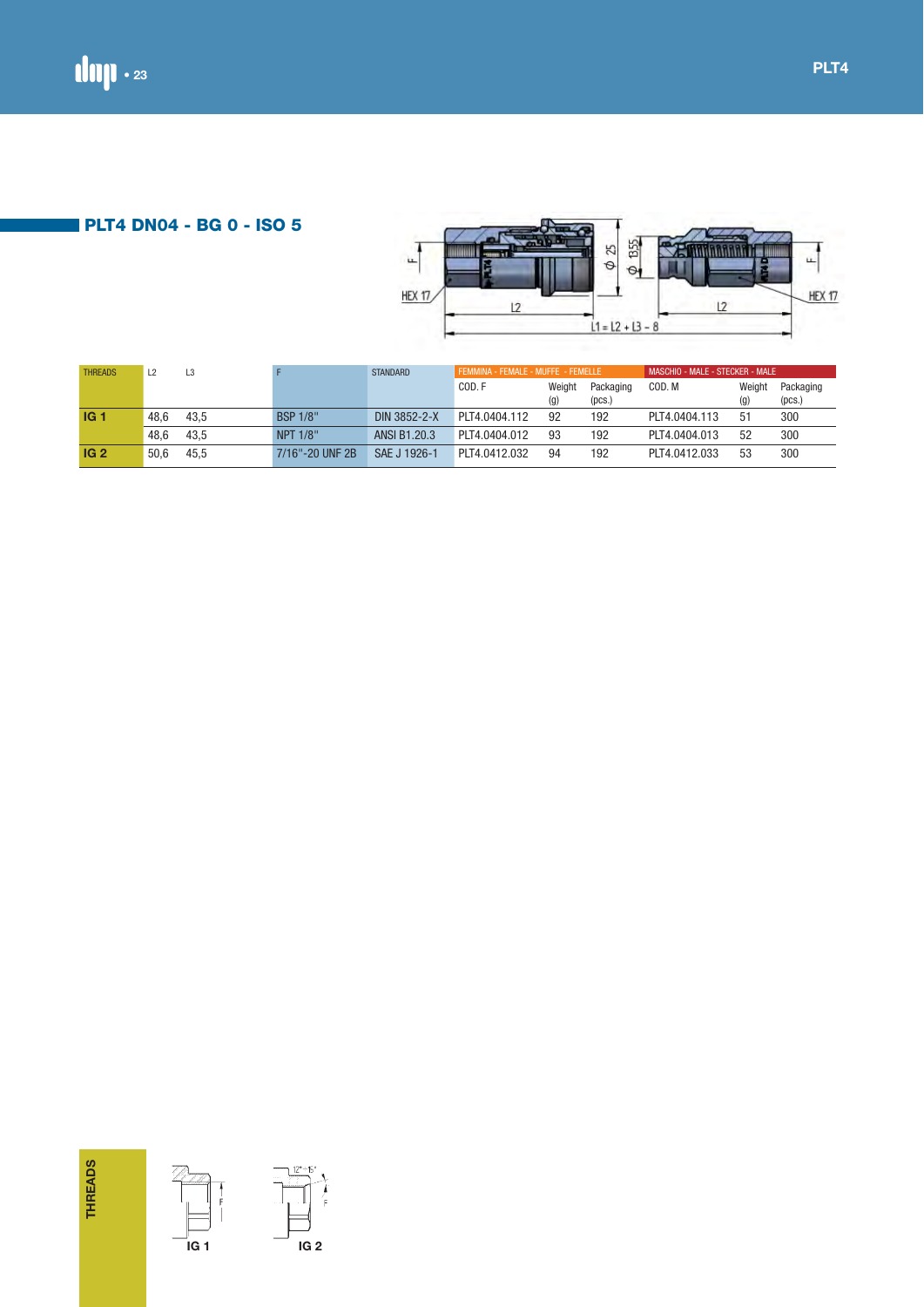## PLT4 DN04 - BG 0 - ISO 5

| THREADS | L2 | L3 | F | STANDARD | FEMMINA - FEMALE - MUFFE - FEMELLE | | | MASCHIO - MALE - STECKER - MALE | | |
|---|---|---|---|---|---|---|---|---|---|---|
| | | | | | COD. F | Weight (g) | Packaging (pcs.) | COD. M | Weight (g) | Packaging (pcs.) |
| **IG 1** | 48,6 | 43,5 | BSP 1/8" | DIN 3852-2-X | PLT4.0404.112 | 92 | 192 | PLT4.0404.113 | 51 | 300 |
| | 48,6 | 43,5 | NPT 1/8" | ANSI B1.20.3 | PLT4.0404.012 | 93 | 192 | PLT4.0404.013 | 52 | 300 |
| **IG 2** | 50,6 | 45,5 | 7/16"-20 UNF 2B | SAE J 1926-1 | PLT4.0412.032 | 94 | 192 | PLT4.0412.033 | 53 | 300 |

**THREADS**

IG 1 IG 2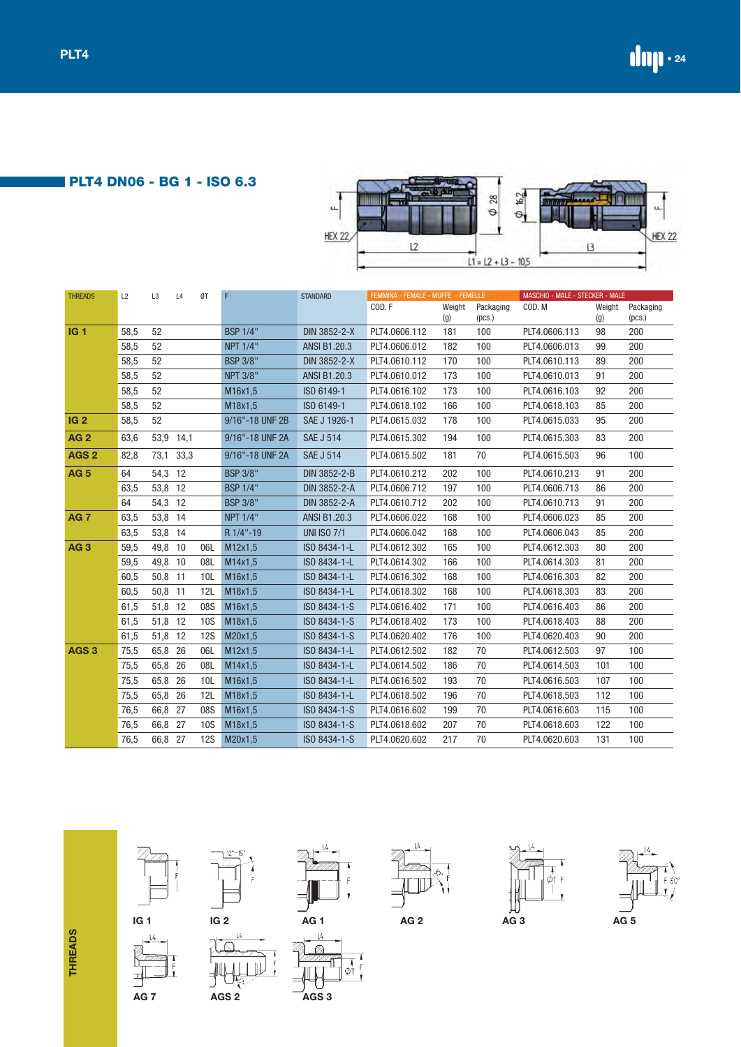## PLT4 DN06 - BG 1 - ISO 6.3

HEX 22 | L2 | Ø 28 | Ø 16,2 | L3 | HEX 22 | L1 = L2 + L3 - 10,5

| THREADS | L2 | L3 | L4 | ØT | F | STANDARD | FEMMINA - FEMALE - MUFFE - FEMELLE | | | MASCHIO - MALE - STECKER - MALE | | |
|---|---|---|---|---|---|---|---|---|---|---|---|---|
| | | | | | | | COD. F | Weight (g) | Packaging (pcs.) | COD. M | Weight (g) | Packaging (pcs.) |
| **IG 1** | 58,5 | 52 | | | BSP 1/4" | DIN 3852-2-X | PLT4.0606.112 | 181 | 100 | PLT4.0606.113 | 98 | 200 |
| | 58,5 | 52 | | | NPT 1/4" | ANSI B1.20.3 | PLT4.0606.012 | 182 | 100 | PLT4.0606.013 | 99 | 200 |
| | 58,5 | 52 | | | BSP 3/8" | DIN 3852-2-X | PLT4.0610.112 | 170 | 100 | PLT4.0610.113 | 89 | 200 |
| | 58,5 | 52 | | | NPT 3/8" | ANSI B1.20.3 | PLT4.0610.012 | 173 | 100 | PLT4.0610.013 | 91 | 200 |
| | 58,5 | 52 | | | M16x1,5 | ISO 6149-1 | PLT4.0616.102 | 173 | 100 | PLT4.0616.103 | 92 | 200 |
| | 58,5 | 52 | | | M18x1,5 | ISO 6149-1 | PLT4.0618.102 | 166 | 100 | PLT4.0618.103 | 85 | 200 |
| **IG 2** | 58,5 | 52 | | | 9/16"-18 UNF 2B | SAE J 1926-1 | PLT4.0615.032 | 178 | 100 | PLT4.0615.033 | 95 | 200 |
| **AG 2** | 63,6 | 53,9 | 14,1 | | 9/16"-18 UNF 2A | SAE J 514 | PLT4.0615.302 | 194 | 100 | PLT4.0615.303 | 83 | 200 |
| **AGS 2** | 82,8 | 73,1 | 33,3 | | 9/16"-18 UNF 2A | SAE J 514 | PLT4.0615.502 | 181 | 70 | PLT4.0615.503 | 96 | 100 |
| **AG 5** | 64 | 54,3 | 12 | | BSP 3/8" | DIN 3852-2-B | PLT4.0610.212 | 202 | 100 | PLT4.0610.213 | 91 | 200 |
| | 63,5 | 53,8 | 12 | | BSP 1/4" | DIN 3852-2-A | PLT4.0606.712 | 197 | 100 | PLT4.0606.713 | 86 | 200 |
| | 64 | 54,3 | 12 | | BSP 3/8" | DIN 3852-2-A | PLT4.0610.712 | 202 | 100 | PLT4.0610.713 | 91 | 200 |
| **AG 7** | 63,5 | 53,8 | 14 | | NPT 1/4" | ANSI B1.20.3 | PLT4.0606.022 | 168 | 100 | PLT4.0606.023 | 85 | 200 |
| | 63,5 | 53,8 | 14 | | R 1/4"-19 | UNI ISO 7/1 | PLT4.0606.042 | 168 | 100 | PLT4.0606.043 | 85 | 200 |
| **AG 3** | 59,5 | 49,8 | 10 | 06L | M12x1,5 | ISO 8434-1-L | PLT4.0612.302 | 165 | 100 | PLT4.0612.303 | 80 | 200 |
| | 59,5 | 49,8 | 10 | 08L | M14x1,5 | ISO 8434-1-L | PLT4.0614.302 | 166 | 100 | PLT4.0614.303 | 81 | 200 |
| | 60,5 | 50,8 | 11 | 10L | M16x1,5 | ISO 8434-1-L | PLT4.0616.302 | 168 | 100 | PLT4.0616.303 | 82 | 200 |
| | 60,5 | 50,8 | 11 | 12L | M18x1,5 | ISO 8434-1-L | PLT4.0618.302 | 168 | 100 | PLT4.0618.303 | 83 | 200 |
| | 61,5 | 51,8 | 12 | 08S | M16x1,5 | ISO 8434-1-S | PLT4.0616.402 | 171 | 100 | PLT4.0616.403 | 86 | 200 |
| | 61,5 | 51,8 | 12 | 10S | M18x1,5 | ISO 8434-1-S | PLT4.0618.402 | 173 | 100 | PLT4.0618.403 | 88 | 200 |
| | 61,5 | 51,8 | 12 | 12S | M20x1,5 | ISO 8434-1-S | PLT4.0620.402 | 176 | 100 | PLT4.0620.403 | 90 | 200 |
| **AGS 3** | 75,5 | 65,8 | 26 | 06L | M12x1,5 | ISO 8434-1-L | PLT4.0612.502 | 182 | 70 | PLT4.0612.503 | 97 | 100 |
| | 75,5 | 65,8 | 26 | 08L | M14x1,5 | ISO 8434-1-L | PLT4.0614.502 | 186 | 70 | PLT4.0614.503 | 101 | 100 |
| | 75,5 | 65,8 | 26 | 10L | M16x1,5 | ISO 8434-1-L | PLT4.0616.502 | 193 | 70 | PLT4.0616.503 | 107 | 100 |
| | 75,5 | 65,8 | 26 | 12L | M18x1,5 | ISO 8434-1-L | PLT4.0618.502 | 196 | 70 | PLT4.0618.503 | 112 | 100 |
| | 76,5 | 66,8 | 27 | 08S | M16x1,5 | ISO 8434-1-S | PLT4.0616.602 | 199 | 70 | PLT4.0616.603 | 115 | 100 |
| | 76,5 | 66,8 | 27 | 10S | M18x1,5 | ISO 8434-1-S | PLT4.0618.602 | 207 | 70 | PLT4.0618.603 | 122 | 100 |
| | 76,5 | 66,8 | 27 | 12S | M20x1,5 | ISO 8434-1-S | PLT4.0620.602 | 217 | 70 | PLT4.0620.603 | 131 | 100 |

**THREADS**

IG 1 · IG 2 · AG 1 · AG 2 · AG 3 · AG 5 · AG 7 · AGS 2 · AGS 3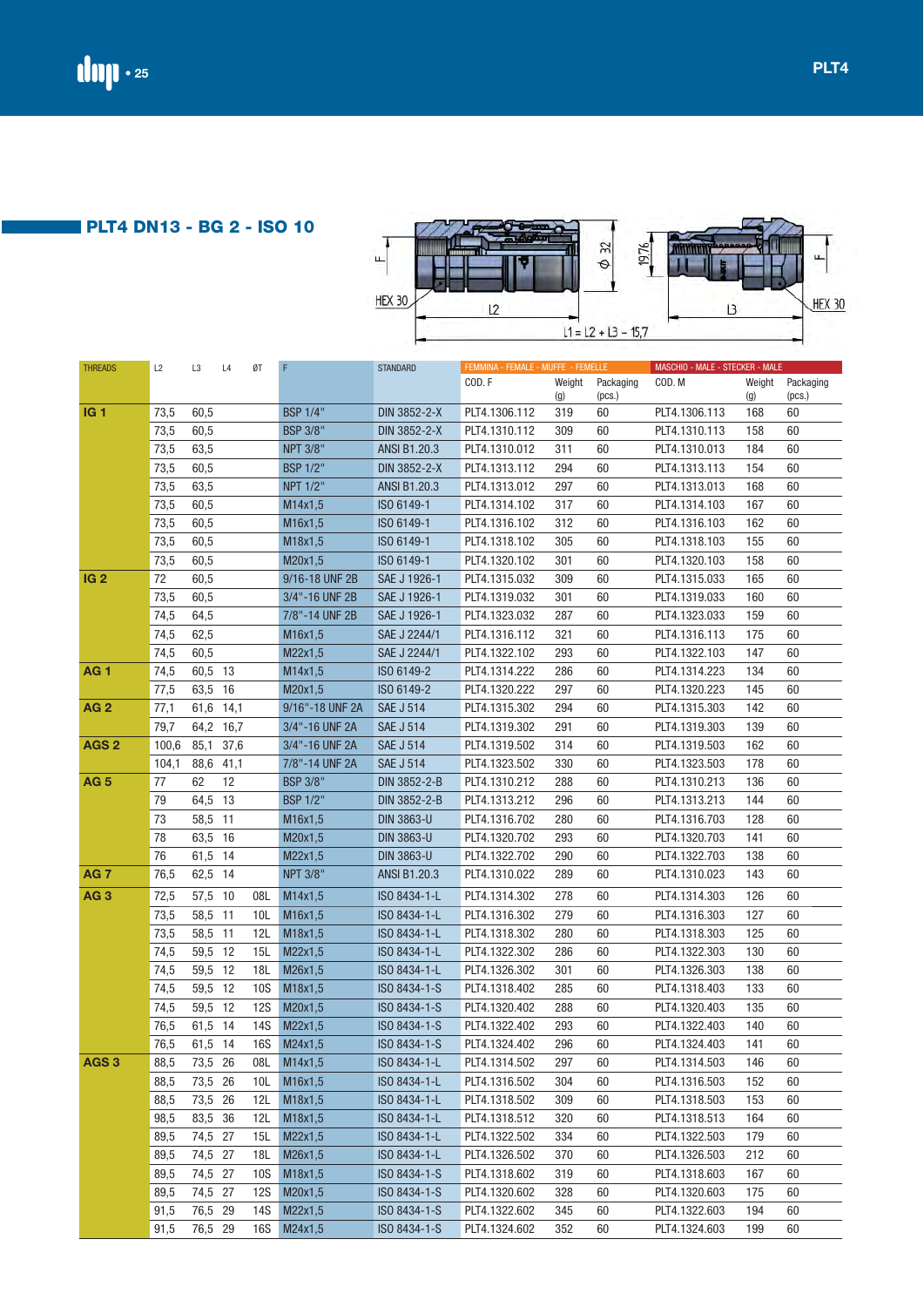## PLT4 DN13 - BG 2 - ISO 10

HEX 30 — F — L2 — Ø 32 — 19,76 — L3 — F — HEX 30

L1 = L2 + L3 − 15,7

| THREADS | L2 | L3 | L4 | ØT | F | STANDARD | FEMMINA - FEMALE - MUFFE - FEMELLE | | | MASCHIO - MALE - STECKER - MALE | | |
|---|---|---|---|---|---|---|---|---|---|---|---|---|
| | | | | | | | COD. F | Weight (g) | Packaging (pcs.) | COD. M | Weight (g) | Packaging (pcs.) |
| IG 1 | 73,5 | 60,5 | | | BSP 1/4" | DIN 3852-2-X | PLT4.1306.112 | 319 | 60 | PLT4.1306.113 | 168 | 60 |
| | 73,5 | 60,5 | | | BSP 3/8" | DIN 3852-2-X | PLT4.1310.112 | 309 | 60 | PLT4.1310.113 | 158 | 60 |
| | 73,5 | 63,5 | | | NPT 3/8" | ANSI B1.20.3 | PLT4.1310.012 | 311 | 60 | PLT4.1310.013 | 184 | 60 |
| | 73,5 | 60,5 | | | BSP 1/2" | DIN 3852-2-X | PLT4.1313.112 | 294 | 60 | PLT4.1313.113 | 154 | 60 |
| | 73,5 | 63,5 | | | NPT 1/2" | ANSI B1.20.3 | PLT4.1313.012 | 297 | 60 | PLT4.1313.013 | 168 | 60 |
| | 73,5 | 60,5 | | | M14x1,5 | ISO 6149-1 | PLT4.1314.102 | 317 | 60 | PLT4.1314.103 | 167 | 60 |
| | 73,5 | 60,5 | | | M16x1,5 | ISO 6149-1 | PLT4.1316.102 | 312 | 60 | PLT4.1316.103 | 162 | 60 |
| | 73,5 | 60,5 | | | M18x1,5 | ISO 6149-1 | PLT4.1318.102 | 305 | 60 | PLT4.1318.103 | 155 | 60 |
| | 73,5 | 60,5 | | | M20x1,5 | ISO 6149-1 | PLT4.1320.102 | 301 | 60 | PLT4.1320.103 | 158 | 60 |
| IG 2 | 72 | 60,5 | | | 9/16-18 UNF 2B | SAE J 1926-1 | PLT4.1315.032 | 309 | 60 | PLT4.1315.033 | 165 | 60 |
| | 73,5 | 60,5 | | | 3/4"-16 UNF 2B | SAE J 1926-1 | PLT4.1319.032 | 301 | 60 | PLT4.1319.033 | 160 | 60 |
| | 74,5 | 64,5 | | | 7/8"-14 UNF 2B | SAE J 1926-1 | PLT4.1323.032 | 287 | 60 | PLT4.1323.033 | 159 | 60 |
| | 74,5 | 62,5 | | | M16x1,5 | SAE J 2244/1 | PLT4.1316.112 | 321 | 60 | PLT4.1316.113 | 175 | 60 |
| | 74,5 | 60,5 | | | M22x1,5 | SAE J 2244/1 | PLT4.1322.102 | 293 | 60 | PLT4.1322.103 | 147 | 60 |
| AG 1 | 74,5 | 60,5 | 13 | | M14x1,5 | ISO 6149-2 | PLT4.1314.222 | 286 | 60 | PLT4.1314.223 | 134 | 60 |
| | 77,5 | 63,5 | 16 | | M20x1,5 | ISO 6149-2 | PLT4.1320.222 | 297 | 60 | PLT4.1320.223 | 145 | 60 |
| AG 2 | 77,1 | 61,6 | 14,1 | | 9/16"-18 UNF 2A | SAE J 514 | PLT4.1315.302 | 294 | 60 | PLT4.1315.303 | 142 | 60 |
| | 79,7 | 64,2 | 16,7 | | 3/4"-16 UNF 2A | SAE J 514 | PLT4.1319.302 | 291 | 60 | PLT4.1319.303 | 139 | 60 |
| AGS 2 | 100,6 | 85,1 | 37,6 | | 3/4"-16 UNF 2A | SAE J 514 | PLT4.1319.502 | 314 | 60 | PLT4.1319.503 | 162 | 60 |
| | 104,1 | 88,6 | 41,1 | | 7/8"-14 UNF 2A | SAE J 514 | PLT4.1323.502 | 330 | 60 | PLT4.1323.503 | 178 | 60 |
| AG 5 | 77 | 62 | 12 | | BSP 3/8" | DIN 3852-2-B | PLT4.1310.212 | 288 | 60 | PLT4.1310.213 | 136 | 60 |
| | 79 | 64,5 | 13 | | BSP 1/2" | DIN 3852-2-B | PLT4.1313.212 | 296 | 60 | PLT4.1313.213 | 144 | 60 |
| | 73 | 58,5 | 11 | | M16x1,5 | DIN 3863-U | PLT4.1316.702 | 280 | 60 | PLT4.1316.703 | 128 | 60 |
| | 78 | 63,5 | 16 | | M20x1,5 | DIN 3863-U | PLT4.1320.702 | 293 | 60 | PLT4.1320.703 | 141 | 60 |
| | 76 | 61,5 | 14 | | M22x1,5 | DIN 3863-U | PLT4.1322.702 | 290 | 60 | PLT4.1322.703 | 138 | 60 |
| AG 7 | 76,5 | 62,5 | 14 | | NPT 3/8" | ANSI B1.20.3 | PLT4.1310.022 | 289 | 60 | PLT4.1310.023 | 143 | 60 |
| AG 3 | 72,5 | 57,5 | 10 | 08L | M14x1,5 | ISO 8434-1-L | PLT4.1314.302 | 278 | 60 | PLT4.1314.303 | 126 | 60 |
| | 73,5 | 58,5 | 11 | 10L | M16x1,5 | ISO 8434-1-L | PLT4.1316.302 | 279 | 60 | PLT4.1316.303 | 127 | 60 |
| | 73,5 | 58,5 | 11 | 12L | M18x1,5 | ISO 8434-1-L | PLT4.1318.302 | 280 | 60 | PLT4.1318.303 | 125 | 60 |
| | 74,5 | 59,5 | 12 | 15L | M22x1,5 | ISO 8434-1-L | PLT4.1322.302 | 286 | 60 | PLT4.1322.303 | 130 | 60 |
| | 74,5 | 59,5 | 12 | 18L | M26x1,5 | ISO 8434-1-L | PLT4.1326.302 | 301 | 60 | PLT4.1326.303 | 138 | 60 |
| | 74,5 | 59,5 | 12 | 10S | M18x1,5 | ISO 8434-1-S | PLT4.1318.402 | 285 | 60 | PLT4.1318.403 | 133 | 60 |
| | 74,5 | 59,5 | 12 | 12S | M20x1,5 | ISO 8434-1-S | PLT4.1320.402 | 288 | 60 | PLT4.1320.403 | 135 | 60 |
| | 76,5 | 61,5 | 14 | 14S | M22x1,5 | ISO 8434-1-S | PLT4.1322.402 | 293 | 60 | PLT4.1322.403 | 140 | 60 |
| | 76,5 | 61,5 | 14 | 16S | M24x1,5 | ISO 8434-1-S | PLT4.1324.402 | 296 | 60 | PLT4.1324.403 | 141 | 60 |
| AGS 3 | 88,5 | 73,5 | 26 | 08L | M14x1,5 | ISO 8434-1-L | PLT4.1314.502 | 297 | 60 | PLT4.1314.503 | 146 | 60 |
| | 88,5 | 73,5 | 26 | 10L | M16x1,5 | ISO 8434-1-L | PLT4.1316.502 | 304 | 60 | PLT4.1316.503 | 152 | 60 |
| | 88,5 | 73,5 | 26 | 12L | M18x1,5 | ISO 8434-1-L | PLT4.1318.502 | 309 | 60 | PLT4.1318.503 | 153 | 60 |
| | 98,5 | 83,5 | 36 | 12L | M18x1,5 | ISO 8434-1-L | PLT4.1318.512 | 320 | 60 | PLT4.1318.513 | 164 | 60 |
| | 89,5 | 74,5 | 27 | 15L | M22x1,5 | ISO 8434-1-L | PLT4.1322.502 | 334 | 60 | PLT4.1322.503 | 179 | 60 |
| | 89,5 | 74,5 | 27 | 18L | M26x1,5 | ISO 8434-1-L | PLT4.1326.502 | 370 | 60 | PLT4.1326.503 | 212 | 60 |
| | 89,5 | 74,5 | 27 | 10S | M18x1,5 | ISO 8434-1-S | PLT4.1318.602 | 319 | 60 | PLT4.1318.603 | 167 | 60 |
| | 89,5 | 74,5 | 27 | 12S | M20x1,5 | ISO 8434-1-S | PLT4.1320.602 | 328 | 60 | PLT4.1320.603 | 175 | 60 |
| | 91,5 | 76,5 | 29 | 14S | M22x1,5 | ISO 8434-1-S | PLT4.1322.602 | 345 | 60 | PLT4.1322.603 | 194 | 60 |
| | 91,5 | 76,5 | 29 | 16S | M24x1,5 | ISO 8434-1-S | PLT4.1324.602 | 352 | 60 | PLT4.1324.603 | 199 | 60 |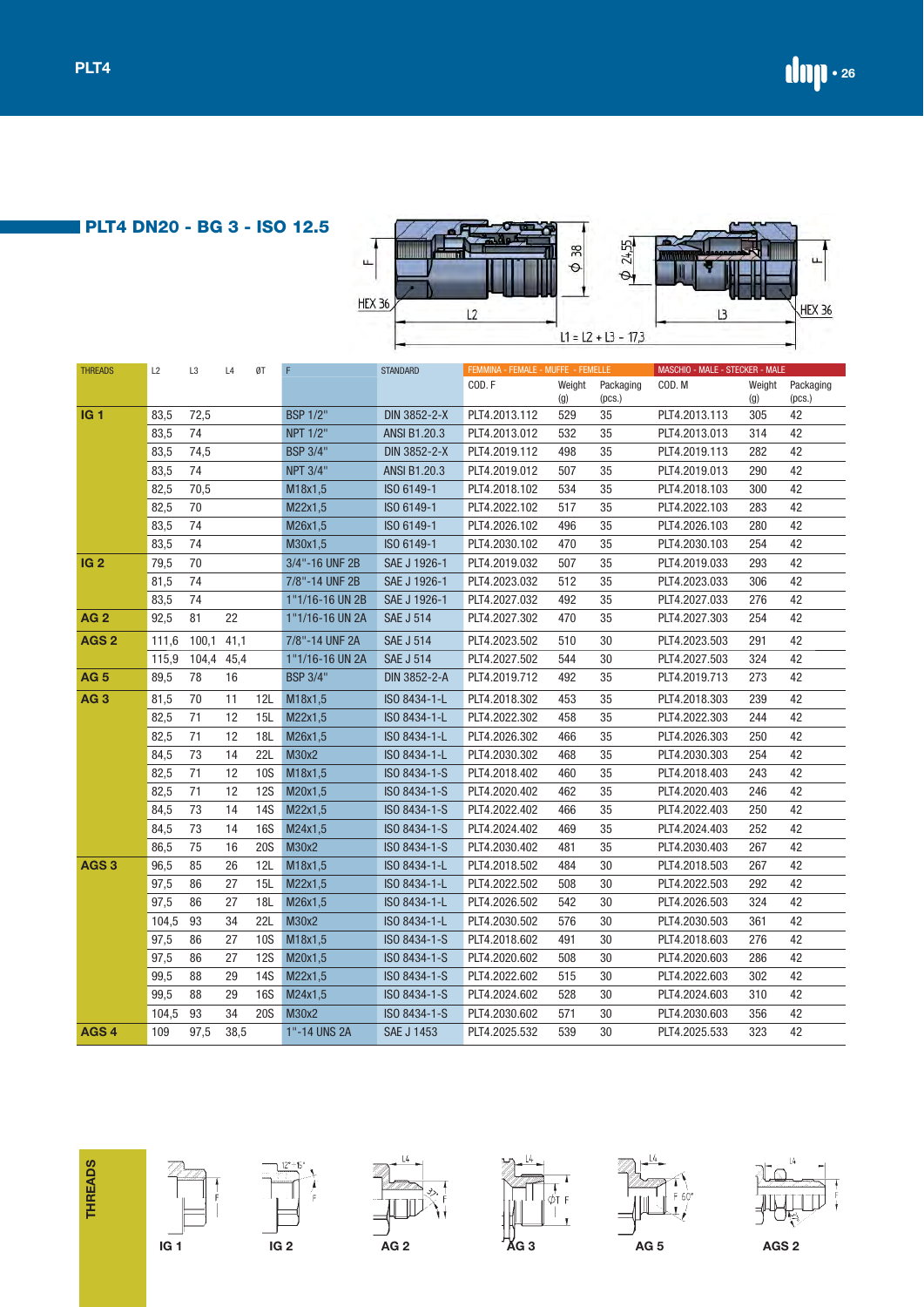## PLT4 DN20 - BG 3 - ISO 12.5

HEX 36 | L2 | Ø 38 | Ø 24,55 | L3 | HEX 36 | F

L1 = L2 + L3 - 17,3

| THREADS | L2 | L3 | L4 | ØT | F | STANDARD | FEMMINA - FEMALE - MUFFE - FEMELLE | | | MASCHIO - MALE - STECKER - MALE | | |
|---|---|---|---|---|---|---|---|---|---|---|---|---|
| | | | | | | | COD. F | Weight (g) | Packaging (pcs.) | COD. M | Weight (g) | Packaging (pcs.) |
| IG 1 | 83,5 | 72,5 | | | BSP 1/2" | DIN 3852-2-X | PLT4.2013.112 | 529 | 35 | PLT4.2013.113 | 305 | 42 |
| | 83,5 | 74 | | | NPT 1/2" | ANSI B1.20.3 | PLT4.2013.012 | 532 | 35 | PLT4.2013.013 | 314 | 42 |
| | 83,5 | 74,5 | | | BSP 3/4" | DIN 3852-2-X | PLT4.2019.112 | 498 | 35 | PLT4.2019.113 | 282 | 42 |
| | 83,5 | 74 | | | NPT 3/4" | ANSI B1.20.3 | PLT4.2019.012 | 507 | 35 | PLT4.2019.013 | 290 | 42 |
| | 82,5 | 70,5 | | | M18x1,5 | ISO 6149-1 | PLT4.2018.102 | 534 | 35 | PLT4.2018.103 | 300 | 42 |
| | 82,5 | 70 | | | M22x1,5 | ISO 6149-1 | PLT4.2022.102 | 517 | 35 | PLT4.2022.103 | 283 | 42 |
| | 83,5 | 74 | | | M26x1,5 | ISO 6149-1 | PLT4.2026.102 | 496 | 35 | PLT4.2026.103 | 280 | 42 |
| | 83,5 | 74 | | | M30x1,5 | ISO 6149-1 | PLT4.2030.102 | 470 | 35 | PLT4.2030.103 | 254 | 42 |
| IG 2 | 79,5 | 70 | | | 3/4"-16 UNF 2B | SAE J 1926-1 | PLT4.2019.032 | 507 | 35 | PLT4.2019.033 | 293 | 42 |
| | 81,5 | 74 | | | 7/8"-14 UNF 2B | SAE J 1926-1 | PLT4.2023.032 | 512 | 35 | PLT4.2023.033 | 306 | 42 |
| | 83,5 | 74 | | | 1"1/16-16 UN 2B | SAE J 1926-1 | PLT4.2027.032 | 492 | 35 | PLT4.2027.033 | 276 | 42 |
| AG 2 | 92,5 | 81 | 22 | | 1"1/16-16 UN 2A | SAE J 514 | PLT4.2027.302 | 470 | 35 | PLT4.2027.303 | 254 | 42 |
| AGS 2 | 111,6 | 100,1 | 41,1 | | 7/8"-14 UNF 2A | SAE J 514 | PLT4.2023.502 | 510 | 30 | PLT4.2023.503 | 291 | 42 |
| | 115,9 | 104,4 | 45,4 | | 1"1/16-16 UN 2A | SAE J 514 | PLT4.2027.502 | 544 | 30 | PLT4.2027.503 | 324 | 42 |
| AG 5 | 89,5 | 78 | 16 | | BSP 3/4" | DIN 3852-2-A | PLT4.2019.712 | 492 | 35 | PLT4.2019.713 | 273 | 42 |
| AG 3 | 81,5 | 70 | 11 | 12L | M18x1,5 | ISO 8434-1-L | PLT4.2018.302 | 453 | 35 | PLT4.2018.303 | 239 | 42 |
| | 82,5 | 71 | 12 | 15L | M22x1,5 | ISO 8434-1-L | PLT4.2022.302 | 458 | 35 | PLT4.2022.303 | 244 | 42 |
| | 82,5 | 71 | 12 | 18L | M26x1,5 | ISO 8434-1-L | PLT4.2026.302 | 466 | 35 | PLT4.2026.303 | 250 | 42 |
| | 84,5 | 73 | 14 | 22L | M30x2 | ISO 8434-1-L | PLT4.2030.302 | 468 | 35 | PLT4.2030.303 | 254 | 42 |
| | 82,5 | 71 | 12 | 10S | M18x1,5 | ISO 8434-1-S | PLT4.2018.402 | 460 | 35 | PLT4.2018.403 | 243 | 42 |
| | 82,5 | 71 | 12 | 12S | M20x1,5 | ISO 8434-1-S | PLT4.2020.402 | 462 | 35 | PLT4.2020.403 | 246 | 42 |
| | 84,5 | 73 | 14 | 14S | M22x1,5 | ISO 8434-1-S | PLT4.2022.402 | 466 | 35 | PLT4.2022.403 | 250 | 42 |
| | 84,5 | 73 | 14 | 16S | M24x1,5 | ISO 8434-1-S | PLT4.2024.402 | 469 | 35 | PLT4.2024.403 | 252 | 42 |
| | 86,5 | 75 | 16 | 20S | M30x2 | ISO 8434-1-S | PLT4.2030.402 | 481 | 35 | PLT4.2030.403 | 267 | 42 |
| AGS 3 | 96,5 | 85 | 26 | 12L | M18x1,5 | ISO 8434-1-L | PLT4.2018.502 | 484 | 30 | PLT4.2018.503 | 267 | 42 |
| | 97,5 | 86 | 27 | 15L | M22x1,5 | ISO 8434-1-L | PLT4.2022.502 | 508 | 30 | PLT4.2022.503 | 292 | 42 |
| | 97,5 | 86 | 27 | 18L | M26x1,5 | ISO 8434-1-L | PLT4.2026.502 | 542 | 30 | PLT4.2026.503 | 324 | 42 |
| | 104,5 | 93 | 34 | 22L | M30x2 | ISO 8434-1-L | PLT4.2030.502 | 576 | 30 | PLT4.2030.503 | 361 | 42 |
| | 97,5 | 86 | 27 | 10S | M18x1,5 | ISO 8434-1-S | PLT4.2018.602 | 491 | 30 | PLT4.2018.603 | 276 | 42 |
| | 97,5 | 86 | 27 | 12S | M20x1,5 | ISO 8434-1-S | PLT4.2020.602 | 508 | 30 | PLT4.2020.603 | 286 | 42 |
| | 99,5 | 88 | 29 | 14S | M22x1,5 | ISO 8434-1-S | PLT4.2022.602 | 515 | 30 | PLT4.2022.603 | 302 | 42 |
| | 99,5 | 88 | 29 | 16S | M24x1,5 | ISO 8434-1-S | PLT4.2024.602 | 528 | 30 | PLT4.2024.603 | 310 | 42 |
| | 104,5 | 93 | 34 | 20S | M30x2 | ISO 8434-1-S | PLT4.2030.602 | 571 | 30 | PLT4.2030.603 | 356 | 42 |
| AGS 4 | 109 | 97,5 | 38,5 | | 1"-14 UNS 2A | SAE J 1453 | PLT4.2025.532 | 539 | 30 | PLT4.2025.533 | 323 | 42 |

**THREADS**

IG 1 | IG 2 | AG 2 | AG 3 | AG 5 | AGS 2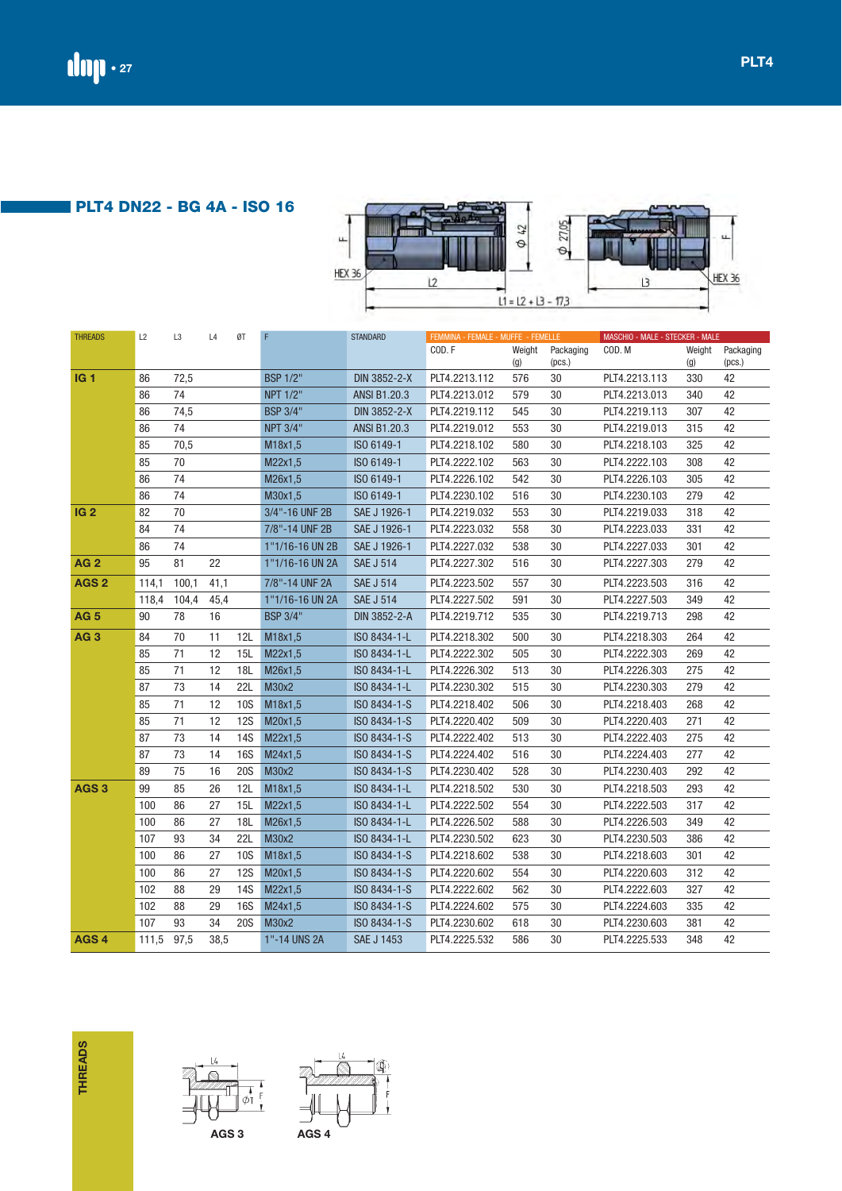## PLT4 DN22 - BG 4A - ISO 16

HEX 36 | L2 | Ø 42 | Ø 27,05 | L3 | HEX 36 | F

L1 = L2 + L3 - 17,3

| THREADS | L2 | L3 | L4 | ØT | F | STANDARD | FEMMINA - FEMALE - MUFFE - FEMELLE | | | MASCHIO - MALE - STECKER - MALE | | |
|---|---|---|---|---|---|---|---|---|---|---|---|---|
| | | | | | | | COD. F | Weight (g) | Packaging (pcs.) | COD. M | Weight (g) | Packaging (pcs.) |
| **IG 1** | 86 | 72,5 | | | BSP 1/2" | DIN 3852-2-X | PLT4.2213.112 | 576 | 30 | PLT4.2213.113 | 330 | 42 |
| | 86 | 74 | | | NPT 1/2" | ANSI B1.20.3 | PLT4.2213.012 | 579 | 30 | PLT4.2213.013 | 340 | 42 |
| | 86 | 74,5 | | | BSP 3/4" | DIN 3852-2-X | PLT4.2219.112 | 545 | 30 | PLT4.2219.113 | 307 | 42 |
| | 86 | 74 | | | NPT 3/4" | ANSI B1.20.3 | PLT4.2219.012 | 553 | 30 | PLT4.2219.013 | 315 | 42 |
| | 85 | 70,5 | | | M18x1,5 | ISO 6149-1 | PLT4.2218.102 | 580 | 30 | PLT4.2218.103 | 325 | 42 |
| | 85 | 70 | | | M22x1,5 | ISO 6149-1 | PLT4.2222.102 | 563 | 30 | PLT4.2222.103 | 308 | 42 |
| | 86 | 74 | | | M26x1,5 | ISO 6149-1 | PLT4.2226.102 | 542 | 30 | PLT4.2226.103 | 305 | 42 |
| | 86 | 74 | | | M30x1,5 | ISO 6149-1 | PLT4.2230.102 | 516 | 30 | PLT4.2230.103 | 279 | 42 |
| **IG 2** | 82 | 70 | | | 3/4"-16 UNF 2B | SAE J 1926-1 | PLT4.2219.032 | 553 | 30 | PLT4.2219.033 | 318 | 42 |
| | 84 | 74 | | | 7/8"-14 UNF 2B | SAE J 1926-1 | PLT4.2223.032 | 558 | 30 | PLT4.2223.033 | 331 | 42 |
| | 86 | 74 | | | 1"1/16-16 UN 2B | SAE J 1926-1 | PLT4.2227.032 | 538 | 30 | PLT4.2227.033 | 301 | 42 |
| **AG 2** | 95 | 81 | 22 | | 1"1/16-16 UN 2A | SAE J 514 | PLT4.2227.302 | 516 | 30 | PLT4.2227.303 | 279 | 42 |
| **AGS 2** | 114,1 | 100,1 | 41,1 | | 7/8"-14 UNF 2A | SAE J 514 | PLT4.2223.502 | 557 | 30 | PLT4.2223.503 | 316 | 42 |
| | 118,4 | 104,4 | 45,4 | | 1"1/16-16 UN 2A | SAE J 514 | PLT4.2227.502 | 591 | 30 | PLT4.2227.503 | 349 | 42 |
| **AG 5** | 90 | 78 | 16 | | BSP 3/4" | DIN 3852-2-A | PLT4.2219.712 | 535 | 30 | PLT4.2219.713 | 298 | 42 |
| **AG 3** | 84 | 70 | 11 | 12L | M18x1,5 | ISO 8434-1-L | PLT4.2218.302 | 500 | 30 | PLT4.2218.303 | 264 | 42 |
| | 85 | 71 | 12 | 15L | M22x1,5 | ISO 8434-1-L | PLT4.2222.302 | 505 | 30 | PLT4.2222.303 | 269 | 42 |
| | 85 | 71 | 12 | 18L | M26x1,5 | ISO 8434-1-L | PLT4.2226.302 | 513 | 30 | PLT4.2226.303 | 275 | 42 |
| | 87 | 73 | 14 | 22L | M30x2 | ISO 8434-1-L | PLT4.2230.302 | 515 | 30 | PLT4.2230.303 | 279 | 42 |
| | 85 | 71 | 12 | 10S | M18x1,5 | ISO 8434-1-S | PLT4.2218.402 | 506 | 30 | PLT4.2218.403 | 268 | 42 |
| | 85 | 71 | 12 | 12S | M20x1,5 | ISO 8434-1-S | PLT4.2220.402 | 509 | 30 | PLT4.2220.403 | 271 | 42 |
| | 87 | 73 | 14 | 14S | M22x1,5 | ISO 8434-1-S | PLT4.2222.402 | 513 | 30 | PLT4.2222.403 | 275 | 42 |
| | 87 | 73 | 14 | 16S | M24x1,5 | ISO 8434-1-S | PLT4.2224.402 | 516 | 30 | PLT4.2224.403 | 277 | 42 |
| | 89 | 75 | 16 | 20S | M30x2 | ISO 8434-1-S | PLT4.2230.402 | 528 | 30 | PLT4.2230.403 | 292 | 42 |
| **AGS 3** | 99 | 85 | 26 | 12L | M18x1,5 | ISO 8434-1-L | PLT4.2218.502 | 530 | 30 | PLT4.2218.503 | 293 | 42 |
| | 100 | 86 | 27 | 15L | M22x1,5 | ISO 8434-1-L | PLT4.2222.502 | 554 | 30 | PLT4.2222.503 | 317 | 42 |
| | 100 | 86 | 27 | 18L | M26x1,5 | ISO 8434-1-L | PLT4.2226.502 | 588 | 30 | PLT4.2226.503 | 349 | 42 |
| | 107 | 93 | 34 | 22L | M30x2 | ISO 8434-1-L | PLT4.2230.502 | 623 | 30 | PLT4.2230.503 | 386 | 42 |
| | 100 | 86 | 27 | 10S | M18x1,5 | ISO 8434-1-S | PLT4.2218.602 | 538 | 30 | PLT4.2218.603 | 301 | 42 |
| | 100 | 86 | 27 | 12S | M20x1,5 | ISO 8434-1-S | PLT4.2220.602 | 554 | 30 | PLT4.2220.603 | 312 | 42 |
| | 102 | 88 | 29 | 14S | M22x1,5 | ISO 8434-1-S | PLT4.2222.602 | 562 | 30 | PLT4.2222.603 | 327 | 42 |
| | 102 | 88 | 29 | 16S | M24x1,5 | ISO 8434-1-S | PLT4.2224.602 | 575 | 30 | PLT4.2224.603 | 335 | 42 |
| | 107 | 93 | 34 | 20S | M30x2 | ISO 8434-1-S | PLT4.2230.602 | 618 | 30 | PLT4.2230.603 | 381 | 42 |
| **AGS 4** | 111,5 | 97,5 | 38,5 | | 1"-14 UNS 2A | SAE J 1453 | PLT4.2225.532 | 586 | 30 | PLT4.2225.533 | 348 | 42 |

**THREADS**

AGS 3 AGS 4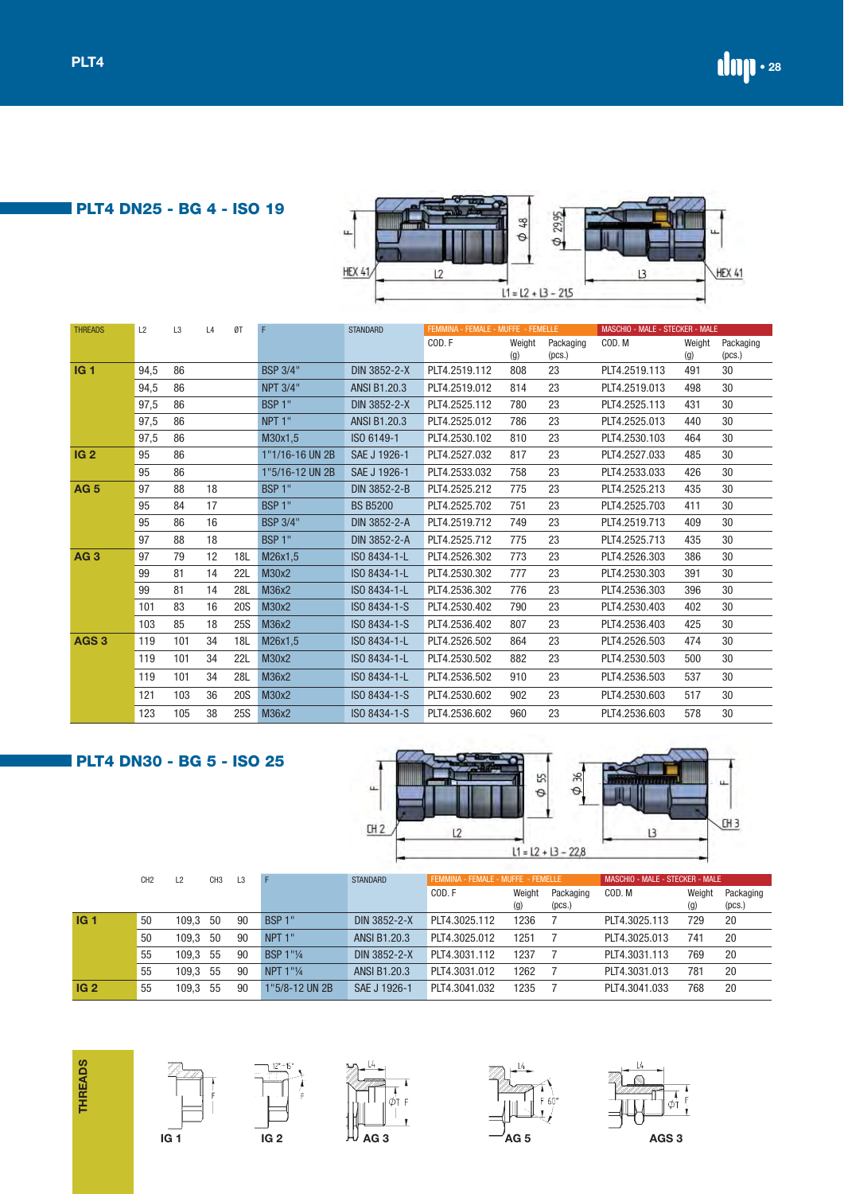## PLT4 DN25 - BG 4 - ISO 19

HEX 41 · L2 · Ø 48 · Ø 29,95 · L3 · HEX 41 · L1 = L2 + L3 - 21,5

| THREADS | L2 | L3 | L4 | ØT | F | STANDARD | FEMMINA - FEMALE - MUFFE - FEMELLE COD. F | Weight (g) | Packaging (pcs.) | MASCHIO - MALE - STECKER - MALE COD. M | Weight (g) | Packaging (pcs.) |
|---|---|---|---|---|---|---|---|---|---|---|---|---|
| **IG 1** | 94,5 | 86 | | | BSP 3/4" | DIN 3852-2-X | PLT4.2519.112 | 808 | 23 | PLT4.2519.113 | 491 | 30 |
| | 94,5 | 86 | | | NPT 3/4" | ANSI B1.20.3 | PLT4.2519.012 | 814 | 23 | PLT4.2519.013 | 498 | 30 |
| | 97,5 | 86 | | | BSP 1" | DIN 3852-2-X | PLT4.2525.112 | 780 | 23 | PLT4.2525.113 | 431 | 30 |
| | 97,5 | 86 | | | NPT 1" | ANSI B1.20.3 | PLT4.2525.012 | 786 | 23 | PLT4.2525.013 | 440 | 30 |
| | 97,5 | 86 | | | M30x1,5 | ISO 6149-1 | PLT4.2530.102 | 810 | 23 | PLT4.2530.103 | 464 | 30 |
| **IG 2** | 95 | 86 | | | 1"1/16-16 UN 2B | SAE J 1926-1 | PLT4.2527.032 | 817 | 23 | PLT4.2527.033 | 485 | 30 |
| | 95 | 86 | | | 1"5/16-12 UN 2B | SAE J 1926-1 | PLT4.2533.032 | 758 | 23 | PLT4.2533.033 | 426 | 30 |
| **AG 5** | 97 | 88 | 18 | | BSP 1" | DIN 3852-2-B | PLT4.2525.212 | 775 | 23 | PLT4.2525.213 | 435 | 30 |
| | 95 | 84 | 17 | | BSP 1" | BS B5200 | PLT4.2525.702 | 751 | 23 | PLT4.2525.703 | 411 | 30 |
| | 95 | 86 | 16 | | BSP 3/4" | DIN 3852-2-A | PLT4.2519.712 | 749 | 23 | PLT4.2519.713 | 409 | 30 |
| | 97 | 88 | 18 | | BSP 1" | DIN 3852-2-A | PLT4.2525.712 | 775 | 23 | PLT4.2525.713 | 435 | 30 |
| **AG 3** | 97 | 79 | 12 | 18L | M26x1,5 | ISO 8434-1-L | PLT4.2526.302 | 773 | 23 | PLT4.2526.303 | 386 | 30 |
| | 99 | 81 | 14 | 22L | M30x2 | ISO 8434-1-L | PLT4.2530.302 | 777 | 23 | PLT4.2530.303 | 391 | 30 |
| | 99 | 81 | 14 | 28L | M36x2 | ISO 8434-1-L | PLT4.2536.302 | 776 | 23 | PLT4.2536.303 | 396 | 30 |
| | 101 | 83 | 16 | 20S | M30x2 | ISO 8434-1-S | PLT4.2530.402 | 790 | 23 | PLT4.2530.403 | 402 | 30 |
| | 103 | 85 | 18 | 25S | M36x2 | ISO 8434-1-S | PLT4.2536.402 | 807 | 23 | PLT4.2536.403 | 425 | 30 |
| **AGS 3** | 119 | 101 | 34 | 18L | M26x1,5 | ISO 8434-1-L | PLT4.2526.502 | 864 | 23 | PLT4.2526.503 | 474 | 30 |
| | 119 | 101 | 34 | 22L | M30x2 | ISO 8434-1-L | PLT4.2530.502 | 882 | 23 | PLT4.2530.503 | 500 | 30 |
| | 119 | 101 | 34 | 28L | M36x2 | ISO 8434-1-L | PLT4.2536.502 | 910 | 23 | PLT4.2536.503 | 537 | 30 |
| | 121 | 103 | 36 | 20S | M30x2 | ISO 8434-1-S | PLT4.2530.602 | 902 | 23 | PLT4.2530.603 | 517 | 30 |
| | 123 | 105 | 38 | 25S | M36x2 | ISO 8434-1-S | PLT4.2536.602 | 960 | 23 | PLT4.2536.603 | 578 | 30 |

## PLT4 DN30 - BG 5 - ISO 25

CH 2 · L2 · Ø 55 · Ø 36 · L3 · CH 3 · L1 = L2 + L3 - 22,8

| | CH2 | L2 | CH3 | L3 | F | STANDARD | FEMMINA - FEMALE - MUFFE - FEMELLE COD. F | Weight (g) | Packaging (pcs.) | MASCHIO - MALE - STECKER - MALE COD. M | Weight (g) | Packaging (pcs.) |
|---|---|---|---|---|---|---|---|---|---|---|---|---|
| **IG 1** | 50 | 109,3 | 50 | 90 | BSP 1" | DIN 3852-2-X | PLT4.3025.112 | 1236 | 7 | PLT4.3025.113 | 729 | 20 |
| | 50 | 109,3 | 50 | 90 | NPT 1" | ANSI B1.20.3 | PLT4.3025.012 | 1251 | 7 | PLT4.3025.013 | 741 | 20 |
| | 55 | 109,3 | 55 | 90 | BSP 1"¼ | DIN 3852-2-X | PLT4.3031.112 | 1237 | 7 | PLT4.3031.113 | 769 | 20 |
| | 55 | 109,3 | 55 | 90 | NPT 1"¼ | ANSI B1.20.3 | PLT4.3031.012 | 1262 | 7 | PLT4.3031.013 | 781 | 20 |
| **IG 2** | 55 | 109,3 | 55 | 90 | 1"5/8-12 UN 2B | SAE J 1926-1 | PLT4.3041.032 | 1235 | 7 | PLT4.3041.033 | 768 | 20 |

**THREADS**

IG 1 · IG 2 · AG 3 · AG 5 · AGS 3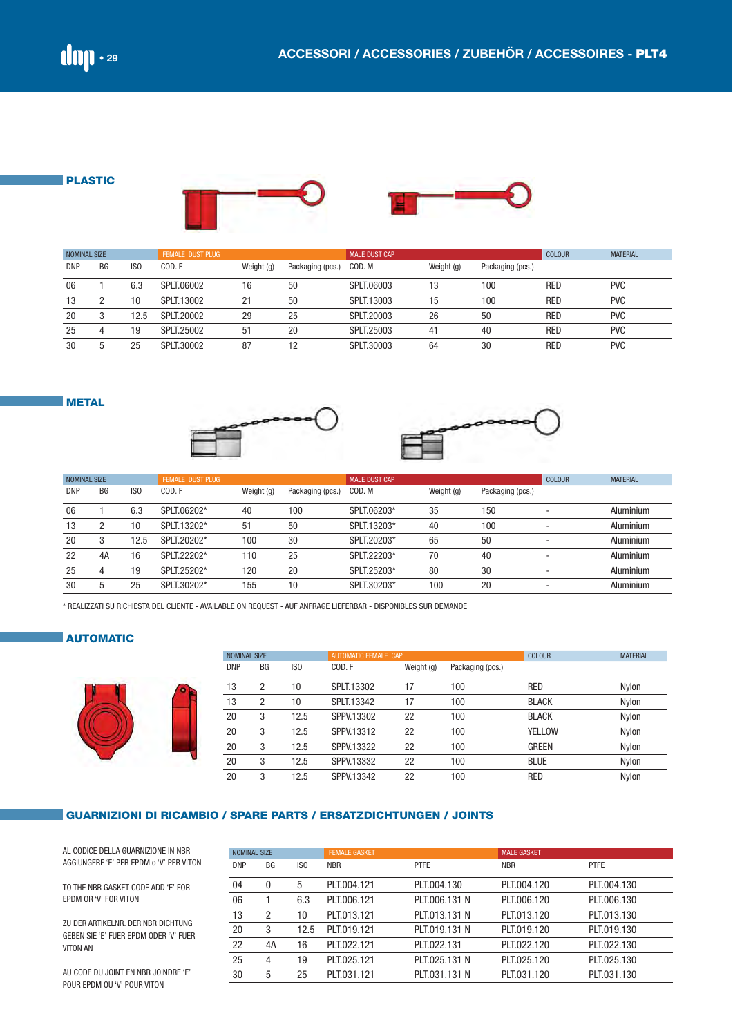# ACCESSORI / ACCESSORIES / ZUBEHÖR / ACCESSOIRES - PLT4

## PLASTIC

| NOMINAL SIZE | | | FEMALE DUST PLUG | | | MALE DUST CAP | | | COLOUR | MATERIAL |
|---|---|---|---|---|---|---|---|---|---|---|
| DNP | BG | ISO | COD. F | Weight (g) | Packaging (pcs.) | COD. M | Weight (g) | Packaging (pcs.) | | |
| 06 | 1 | 6.3 | SPLT.06002 | 16 | 50 | SPLT.06003 | 13 | 100 | RED | PVC |
| 13 | 2 | 10 | SPLT.13002 | 21 | 50 | SPLT.13003 | 15 | 100 | RED | PVC |
| 20 | 3 | 12.5 | SPLT.20002 | 29 | 25 | SPLT.20003 | 26 | 50 | RED | PVC |
| 25 | 4 | 19 | SPLT.25002 | 51 | 20 | SPLT.25003 | 41 | 40 | RED | PVC |
| 30 | 5 | 25 | SPLT.30002 | 87 | 12 | SPLT.30003 | 64 | 30 | RED | PVC |

## METAL

| NOMINAL SIZE | | | FEMALE DUST PLUG | | | MALE DUST CAP | | | COLOUR | MATERIAL |
|---|---|---|---|---|---|---|---|---|---|---|
| DNP | BG | ISO | COD. F | Weight (g) | Packaging (pcs.) | COD. M | Weight (g) | Packaging (pcs.) | | |
| 06 | 1 | 6.3 | SPLT.06202* | 40 | 100 | SPLT.06203* | 35 | 150 | - | Aluminium |
| 13 | 2 | 10 | SPLT.13202* | 51 | 50 | SPLT.13203* | 40 | 100 | - | Aluminium |
| 20 | 3 | 12.5 | SPLT.20202* | 100 | 30 | SPLT.20203* | 65 | 50 | - | Aluminium |
| 22 | 4A | 16 | SPLT.22202* | 110 | 25 | SPLT.22203* | 70 | 40 | - | Aluminium |
| 25 | 4 | 19 | SPLT.25202* | 120 | 20 | SPLT.25203* | 80 | 30 | - | Aluminium |
| 30 | 5 | 25 | SPLT.30202* | 155 | 10 | SPLT.30203* | 100 | 20 | - | Aluminium |

* REALIZZATI SU RICHIESTA DEL CLIENTE - AVAILABLE ON REQUEST - AUF ANFRAGE LIEFERBAR - DISPONIBLES SUR DEMANDE

## AUTOMATIC

| NOMINAL SIZE | | | AUTOMATIC FEMALE CAP | | | COLOUR | MATERIAL |
|---|---|---|---|---|---|---|---|
| DNP | BG | ISO | COD. F | Weight (g) | Packaging (pcs.) | | |
| 13 | 2 | 10 | SPLT.13302 | 17 | 100 | RED | Nylon |
| 13 | 2 | 10 | SPLT.13342 | 17 | 100 | BLACK | Nylon |
| 20 | 3 | 12.5 | SPPV.13302 | 22 | 100 | BLACK | Nylon |
| 20 | 3 | 12.5 | SPPV.13312 | 22 | 100 | YELLOW | Nylon |
| 20 | 3 | 12.5 | SPPV.13322 | 22 | 100 | GREEN | Nylon |
| 20 | 3 | 12.5 | SPPV.13332 | 22 | 100 | BLUE | Nylon |
| 20 | 3 | 12.5 | SPPV.13342 | 22 | 100 | RED | Nylon |

## GUARNIZIONI DI RICAMBIO / SPARE PARTS / ERSATZDICHTUNGEN / JOINTS

AL CODICE DELLA GUARNIZIONE IN NBR AGGIUNGERE 'E' PER EPDM o 'V' PER VITON

TO THE NBR GASKET CODE ADD 'E' FOR EPDM OR 'V' FOR VITON

ZU DER ARTIKELNR. DER NBR DICHTUNG GEBEN SIE 'E' FUER EPDM ODER 'V' FUER VITON AN

AU CODE DU JOINT EN NBR JOINDRE 'E' POUR EPDM OU 'V' POUR VITON

| NOMINAL SIZE | | | FEMALE GASKET | | MALE GASKET | |
|---|---|---|---|---|---|---|
| DNP | BG | ISO | NBR | PTFE | NBR | PTFE |
| 04 | 0 | 5 | PLT.004.121 | PLT.004.130 | PLT.004.120 | PLT.004.130 |
| 06 | 1 | 6.3 | PLT.006.121 | PLT.006.131 N | PLT.006.120 | PLT.006.130 |
| 13 | 2 | 10 | PLT.013.121 | PLT.013.131 N | PLT.013.120 | PLT.013.130 |
| 20 | 3 | 12.5 | PLT.019.121 | PLT.019.131 N | PLT.019.120 | PLT.019.130 |
| 22 | 4A | 16 | PLT.022.121 | PLT.022.131 | PLT.022.120 | PLT.022.130 |
| 25 | 4 | 19 | PLT.025.121 | PLT.025.131 N | PLT.025.120 | PLT.025.130 |
| 30 | 5 | 25 | PLT.031.121 | PLT.031.131 N | PLT.031.120 | PLT.031.130 |